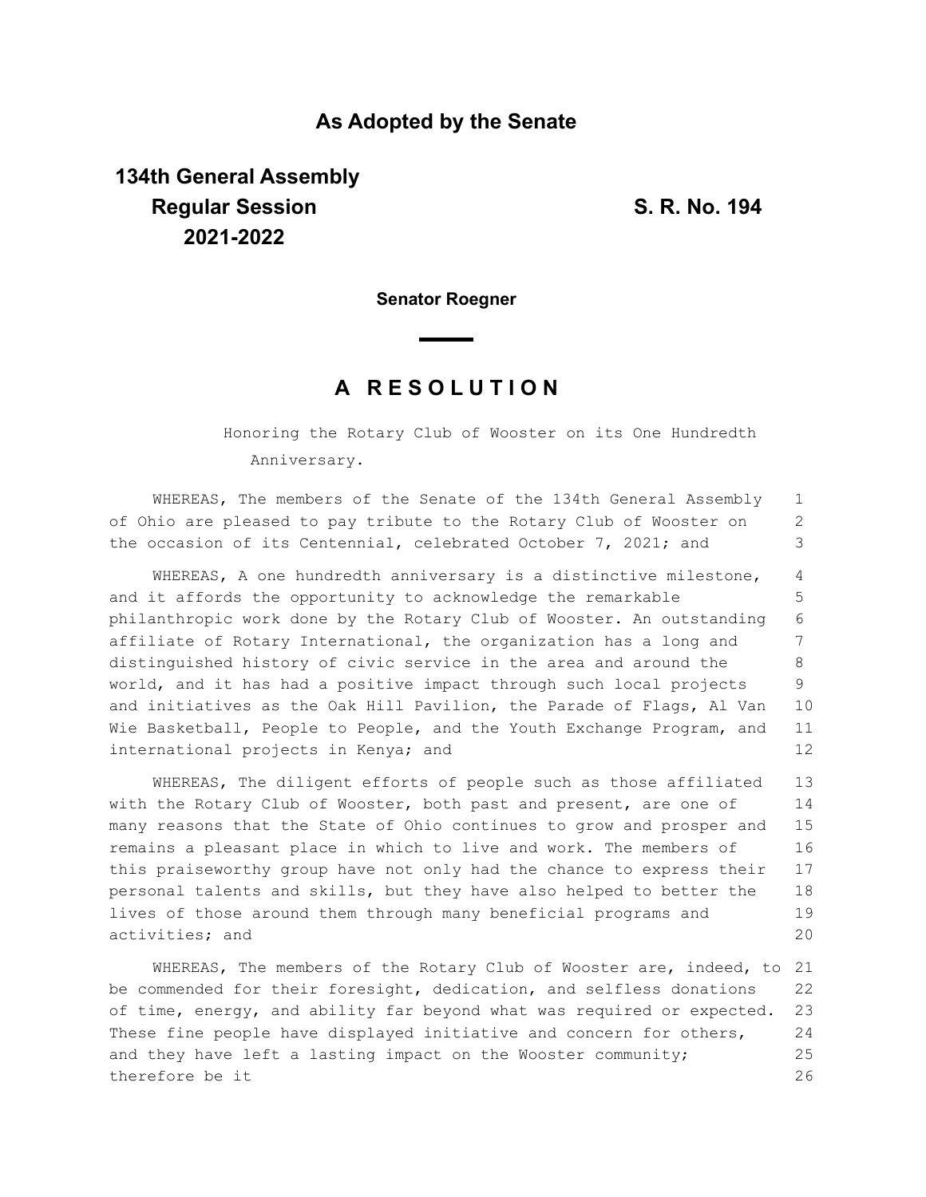## As Adopted by the Senate

**134th General Assembly**
**Regular Session**
**2021-2022**

**S. R. No. 194**

**Senator Roegner**

# A RESOLUTION

Honoring the Rotary Club of Wooster on its One Hundredth Anniversary.

WHEREAS, The members of the Senate of the 134th General Assembly of Ohio are pleased to pay tribute to the Rotary Club of Wooster on the occasion of its Centennial, celebrated October 7, 2021; and

WHEREAS, A one hundredth anniversary is a distinctive milestone, and it affords the opportunity to acknowledge the remarkable philanthropic work done by the Rotary Club of Wooster. An outstanding affiliate of Rotary International, the organization has a long and distinguished history of civic service in the area and around the world, and it has had a positive impact through such local projects and initiatives as the Oak Hill Pavilion, the Parade of Flags, Al Van Wie Basketball, People to People, and the Youth Exchange Program, and international projects in Kenya; and

WHEREAS, The diligent efforts of people such as those affiliated with the Rotary Club of Wooster, both past and present, are one of many reasons that the State of Ohio continues to grow and prosper and remains a pleasant place in which to live and work. The members of this praiseworthy group have not only had the chance to express their personal talents and skills, but they have also helped to better the lives of those around them through many beneficial programs and activities; and

WHEREAS, The members of the Rotary Club of Wooster are, indeed, to be commended for their foresight, dedication, and selfless donations of time, energy, and ability far beyond what was required or expected. These fine people have displayed initiative and concern for others, and they have left a lasting impact on the Wooster community; therefore be it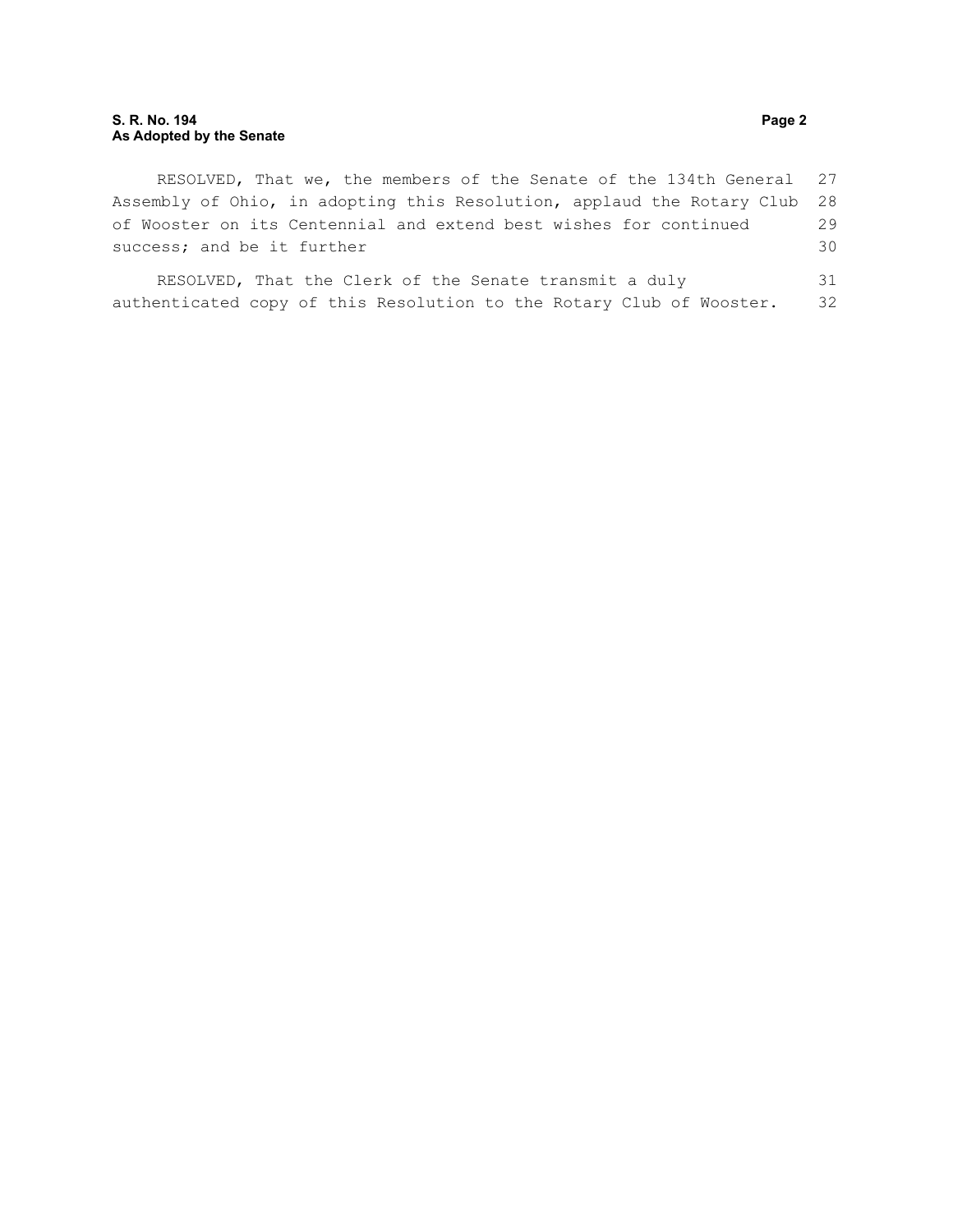RESOLVED, That we, the members of the Senate of the 134th General Assembly of Ohio, in adopting this Resolution, applaud the Rotary Club of Wooster on its Centennial and extend best wishes for continued success; and be it further

RESOLVED, That the Clerk of the Senate transmit a duly authenticated copy of this Resolution to the Rotary Club of Wooster.